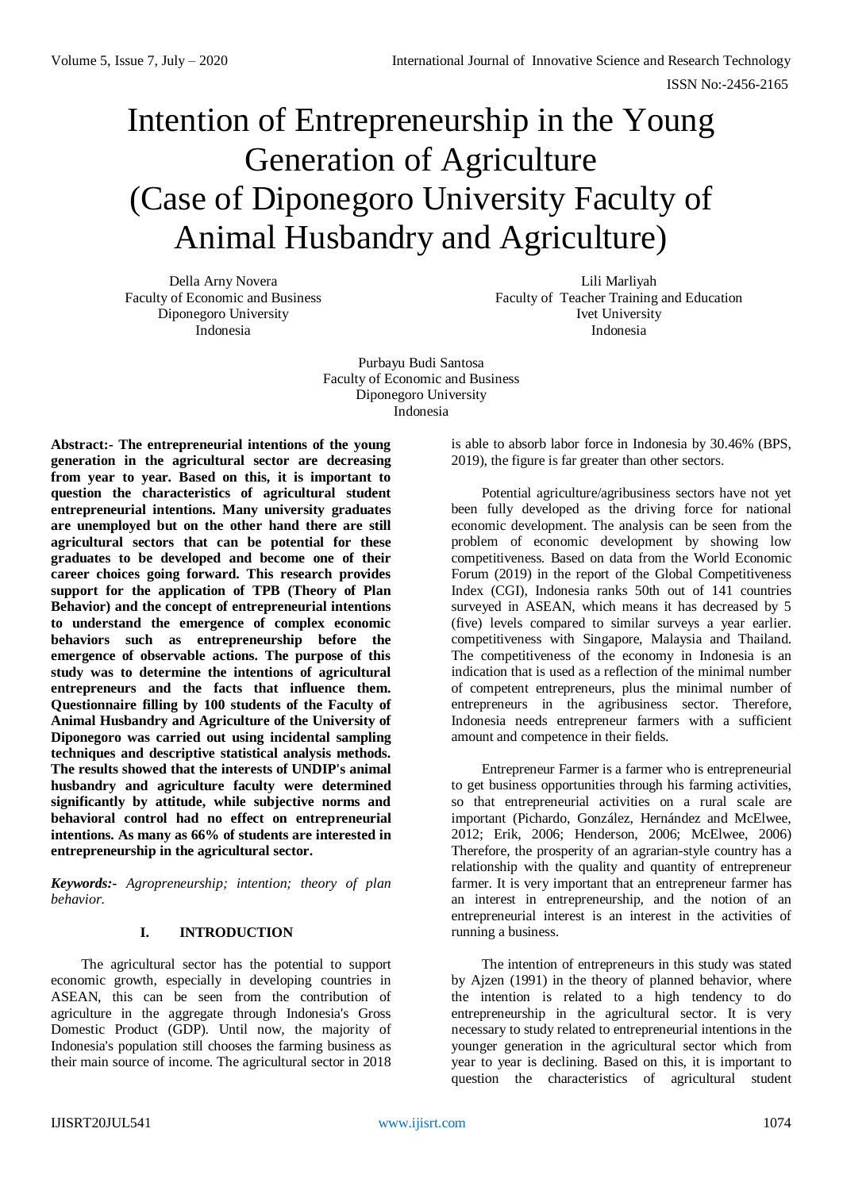# Intention of Entrepreneurship in the Young Generation of Agriculture (Case of Diponegoro University Faculty of Animal Husbandry and Agriculture)

Della Arny Novera
Faculty of Economic and Business
Diponegoro University
Indonesia

Lili Marliyah
Faculty of Teacher Training and Education
Ivet University
Indonesia

Purbayu Budi Santosa
Faculty of Economic and Business
Diponegoro University
Indonesia

**Abstract:- The entrepreneurial intentions of the young generation in the agricultural sector are decreasing from year to year. Based on this, it is important to question the characteristics of agricultural student entrepreneurial intentions. Many university graduates are unemployed but on the other hand there are still agricultural sectors that can be potential for these graduates to be developed and become one of their career choices going forward. This research provides support for the application of TPB (Theory of Plan Behavior) and the concept of entrepreneurial intentions to understand the emergence of complex economic behaviors such as entrepreneurship before the emergence of observable actions. The purpose of this study was to determine the intentions of agricultural entrepreneurs and the facts that influence them. Questionnaire filling by 100 students of the Faculty of Animal Husbandry and Agriculture of the University of Diponegoro was carried out using incidental sampling techniques and descriptive statistical analysis methods. The results showed that the interests of UNDIP's animal husbandry and agriculture faculty were determined significantly by attitude, while subjective norms and behavioral control had no effect on entrepreneurial intentions. As many as 66% of students are interested in entrepreneurship in the agricultural sector.**

***Keywords:-*** *Agropreneurship; intention; theory of plan behavior.*

## I. INTRODUCTION

The agricultural sector has the potential to support economic growth, especially in developing countries in ASEAN, this can be seen from the contribution of agriculture in the aggregate through Indonesia's Gross Domestic Product (GDP). Until now, the majority of Indonesia's population still chooses the farming business as their main source of income. The agricultural sector in 2018 is able to absorb labor force in Indonesia by 30.46% (BPS, 2019), the figure is far greater than other sectors.

Potential agriculture/agribusiness sectors have not yet been fully developed as the driving force for national economic development. The analysis can be seen from the problem of economic development by showing low competitiveness. Based on data from the World Economic Forum (2019) in the report of the Global Competitiveness Index (CGI), Indonesia ranks 50th out of 141 countries surveyed in ASEAN, which means it has decreased by 5 (five) levels compared to similar surveys a year earlier. competitiveness with Singapore, Malaysia and Thailand. The competitiveness of the economy in Indonesia is an indication that is used as a reflection of the minimal number of competent entrepreneurs, plus the minimal number of entrepreneurs in the agribusiness sector. Therefore, Indonesia needs entrepreneur farmers with a sufficient amount and competence in their fields.

Entrepreneur Farmer is a farmer who is entrepreneurial to get business opportunities through his farming activities, so that entrepreneurial activities on a rural scale are important (Pichardo, González, Hernández and McElwee, 2012; Erik, 2006; Henderson, 2006; McElwee, 2006) Therefore, the prosperity of an agrarian-style country has a relationship with the quality and quantity of entrepreneur farmer. It is very important that an entrepreneur farmer has an interest in entrepreneurship, and the notion of an entrepreneurial interest is an interest in the activities of running a business.

The intention of entrepreneurs in this study was stated by Ajzen (1991) in the theory of planned behavior, where the intention is related to a high tendency to do entrepreneurship in the agricultural sector. It is very necessary to study related to entrepreneurial intentions in the younger generation in the agricultural sector which from year to year is declining. Based on this, it is important to question the characteristics of agricultural student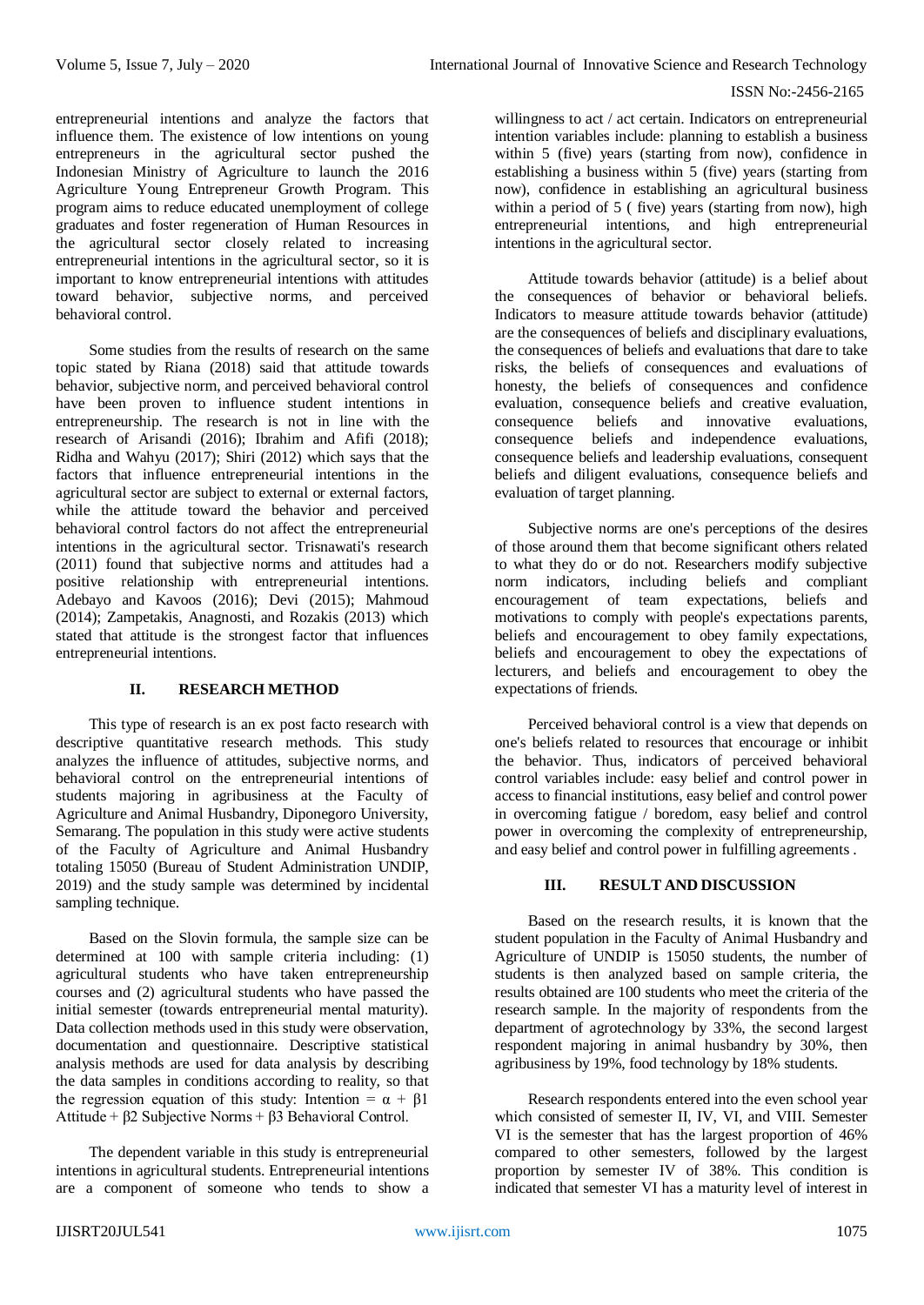entrepreneurial intentions and analyze the factors that influence them. The existence of low intentions on young entrepreneurs in the agricultural sector pushed the Indonesian Ministry of Agriculture to launch the 2016 Agriculture Young Entrepreneur Growth Program. This program aims to reduce educated unemployment of college graduates and foster regeneration of Human Resources in the agricultural sector closely related to increasing entrepreneurial intentions in the agricultural sector, so it is important to know entrepreneurial intentions with attitudes toward behavior, subjective norms, and perceived behavioral control.

Some studies from the results of research on the same topic stated by Riana (2018) said that attitude towards behavior, subjective norm, and perceived behavioral control have been proven to influence student intentions in entrepreneurship. The research is not in line with the research of Arisandi (2016); Ibrahim and Afifi (2018); Ridha and Wahyu (2017); Shiri (2012) which says that the factors that influence entrepreneurial intentions in the agricultural sector are subject to external or external factors, while the attitude toward the behavior and perceived behavioral control factors do not affect the entrepreneurial intentions in the agricultural sector. Trisnawati's research (2011) found that subjective norms and attitudes had a positive relationship with entrepreneurial intentions. Adebayo and Kavoos (2016); Devi (2015); Mahmoud (2014); Zampetakis, Anagnosti, and Rozakis (2013) which stated that attitude is the strongest factor that influences entrepreneurial intentions.

## II. RESEARCH METHOD

This type of research is an ex post facto research with descriptive quantitative research methods. This study analyzes the influence of attitudes, subjective norms, and behavioral control on the entrepreneurial intentions of students majoring in agribusiness at the Faculty of Agriculture and Animal Husbandry, Diponegoro University, Semarang. The population in this study were active students of the Faculty of Agriculture and Animal Husbandry totaling 15050 (Bureau of Student Administration UNDIP, 2019) and the study sample was determined by incidental sampling technique.

Based on the Slovin formula, the sample size can be determined at 100 with sample criteria including: (1) agricultural students who have taken entrepreneurship courses and (2) agricultural students who have passed the initial semester (towards entrepreneurial mental maturity). Data collection methods used in this study were observation, documentation and questionnaire. Descriptive statistical analysis methods are used for data analysis by describing the data samples in conditions according to reality, so that the regression equation of this study: Intention = $\alpha$ + $\beta 1$ Attitude + $\beta 2$ Subjective Norms + $\beta 3$ Behavioral Control.

The dependent variable in this study is entrepreneurial intentions in agricultural students. Entrepreneurial intentions are a component of someone who tends to show a willingness to act / act certain. Indicators on entrepreneurial intention variables include: planning to establish a business within 5 (five) years (starting from now), confidence in establishing a business within 5 (five) years (starting from now), confidence in establishing an agricultural business within a period of 5 ( five) years (starting from now), high entrepreneurial intentions, and high entrepreneurial intentions in the agricultural sector.

Attitude towards behavior (attitude) is a belief about the consequences of behavior or behavioral beliefs. Indicators to measure attitude towards behavior (attitude) are the consequences of beliefs and disciplinary evaluations, the consequences of beliefs and evaluations that dare to take risks, the beliefs of consequences and evaluations of honesty, the beliefs of consequences and confidence evaluation, consequence beliefs and creative evaluation, consequence beliefs and innovative evaluations, consequence beliefs and independence evaluations, consequence beliefs and leadership evaluations, consequent beliefs and diligent evaluations, consequence beliefs and evaluation of target planning.

Subjective norms are one's perceptions of the desires of those around them that become significant others related to what they do or do not. Researchers modify subjective norm indicators, including beliefs and compliant encouragement of team expectations, beliefs and motivations to comply with people's expectations parents, beliefs and encouragement to obey family expectations, beliefs and encouragement to obey the expectations of lecturers, and beliefs and encouragement to obey the expectations of friends.

Perceived behavioral control is a view that depends on one's beliefs related to resources that encourage or inhibit the behavior. Thus, indicators of perceived behavioral control variables include: easy belief and control power in access to financial institutions, easy belief and control power in overcoming fatigue / boredom, easy belief and control power in overcoming the complexity of entrepreneurship, and easy belief and control power in fulfilling agreements .

## III. RESULT AND DISCUSSION

Based on the research results, it is known that the student population in the Faculty of Animal Husbandry and Agriculture of UNDIP is 15050 students, the number of students is then analyzed based on sample criteria, the results obtained are 100 students who meet the criteria of the research sample. In the majority of respondents from the department of agrotechnology by 33%, the second largest respondent majoring in animal husbandry by 30%, then agribusiness by 19%, food technology by 18% students.

Research respondents entered into the even school year which consisted of semester II, IV, VI, and VIII. Semester VI is the semester that has the largest proportion of 46% compared to other semesters, followed by the largest proportion by semester IV of 38%. This condition is indicated that semester VI has a maturity level of interest in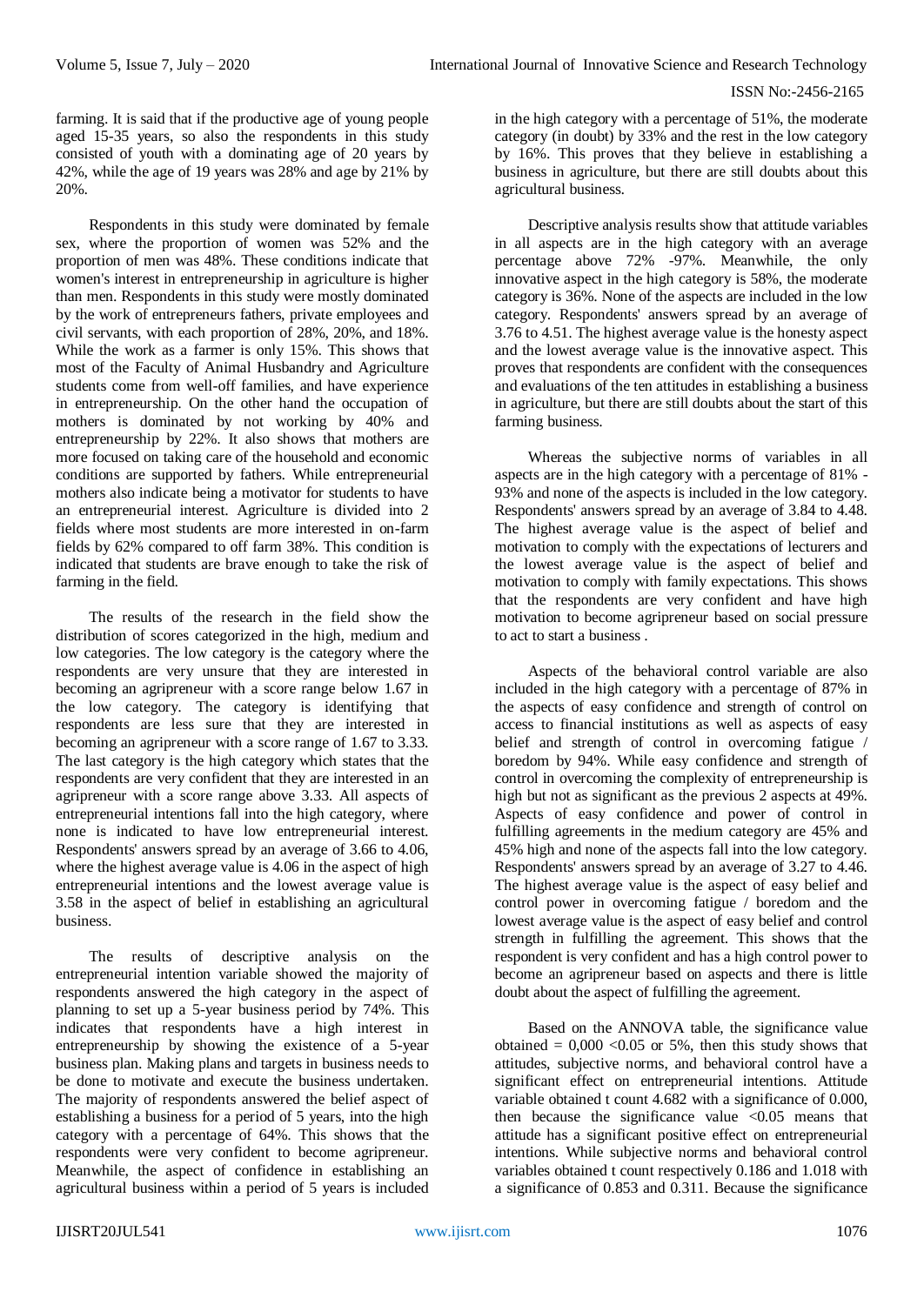farming. It is said that if the productive age of young people aged 15-35 years, so also the respondents in this study consisted of youth with a dominating age of 20 years by 42%, while the age of 19 years was 28% and age by 21% by 20%.

Respondents in this study were dominated by female sex, where the proportion of women was 52% and the proportion of men was 48%. These conditions indicate that women's interest in entrepreneurship in agriculture is higher than men. Respondents in this study were mostly dominated by the work of entrepreneurs fathers, private employees and civil servants, with each proportion of 28%, 20%, and 18%. While the work as a farmer is only 15%. This shows that most of the Faculty of Animal Husbandry and Agriculture students come from well-off families, and have experience in entrepreneurship. On the other hand the occupation of mothers is dominated by not working by 40% and entrepreneurship by 22%. It also shows that mothers are more focused on taking care of the household and economic conditions are supported by fathers. While entrepreneurial mothers also indicate being a motivator for students to have an entrepreneurial interest. Agriculture is divided into 2 fields where most students are more interested in on-farm fields by 62% compared to off farm 38%. This condition is indicated that students are brave enough to take the risk of farming in the field.

The results of the research in the field show the distribution of scores categorized in the high, medium and low categories. The low category is the category where the respondents are very unsure that they are interested in becoming an agripreneur with a score range below 1.67 in the low category. The category is identifying that respondents are less sure that they are interested in becoming an agripreneur with a score range of 1.67 to 3.33. The last category is the high category which states that the respondents are very confident that they are interested in an agripreneur with a score range above 3.33. All aspects of entrepreneurial intentions fall into the high category, where none is indicated to have low entrepreneurial interest. Respondents' answers spread by an average of 3.66 to 4.06, where the highest average value is 4.06 in the aspect of high entrepreneurial intentions and the lowest average value is 3.58 in the aspect of belief in establishing an agricultural business.

The results of descriptive analysis on the entrepreneurial intention variable showed the majority of respondents answered the high category in the aspect of planning to set up a 5-year business period by 74%. This indicates that respondents have a high interest in entrepreneurship by showing the existence of a 5-year business plan. Making plans and targets in business needs to be done to motivate and execute the business undertaken. The majority of respondents answered the belief aspect of establishing a business for a period of 5 years, into the high category with a percentage of 64%. This shows that the respondents were very confident to become agripreneur. Meanwhile, the aspect of confidence in establishing an agricultural business within a period of 5 years is included in the high category with a percentage of 51%, the moderate category (in doubt) by 33% and the rest in the low category by 16%. This proves that they believe in establishing a business in agriculture, but there are still doubts about this agricultural business.

Descriptive analysis results show that attitude variables in all aspects are in the high category with an average percentage above 72% -97%. Meanwhile, the only innovative aspect in the high category is 58%, the moderate category is 36%. None of the aspects are included in the low category. Respondents' answers spread by an average of 3.76 to 4.51. The highest average value is the honesty aspect and the lowest average value is the innovative aspect. This proves that respondents are confident with the consequences and evaluations of the ten attitudes in establishing a business in agriculture, but there are still doubts about the start of this farming business.

Whereas the subjective norms of variables in all aspects are in the high category with a percentage of 81% - 93% and none of the aspects is included in the low category. Respondents' answers spread by an average of 3.84 to 4.48. The highest average value is the aspect of belief and motivation to comply with the expectations of lecturers and the lowest average value is the aspect of belief and motivation to comply with family expectations. This shows that the respondents are very confident and have high motivation to become agripreneur based on social pressure to act to start a business .

Aspects of the behavioral control variable are also included in the high category with a percentage of 87% in the aspects of easy confidence and strength of control on access to financial institutions as well as aspects of easy belief and strength of control in overcoming fatigue / boredom by 94%. While easy confidence and strength of control in overcoming the complexity of entrepreneurship is high but not as significant as the previous 2 aspects at 49%. Aspects of easy confidence and power of control in fulfilling agreements in the medium category are 45% and 45% high and none of the aspects fall into the low category. Respondents' answers spread by an average of 3.27 to 4.46. The highest average value is the aspect of easy belief and control power in overcoming fatigue / boredom and the lowest average value is the aspect of easy belief and control strength in fulfilling the agreement. This shows that the respondent is very confident and has a high control power to become an agripreneur based on aspects and there is little doubt about the aspect of fulfilling the agreement.

Based on the ANNOVA table, the significance value obtained = 0,000 <0.05 or 5%, then this study shows that attitudes, subjective norms, and behavioral control have a significant effect on entrepreneurial intentions. Attitude variable obtained t count 4.682 with a significance of 0.000, then because the significance value <0.05 means that attitude has a significant positive effect on entrepreneurial intentions. While subjective norms and behavioral control variables obtained t count respectively 0.186 and 1.018 with a significance of 0.853 and 0.311. Because the significance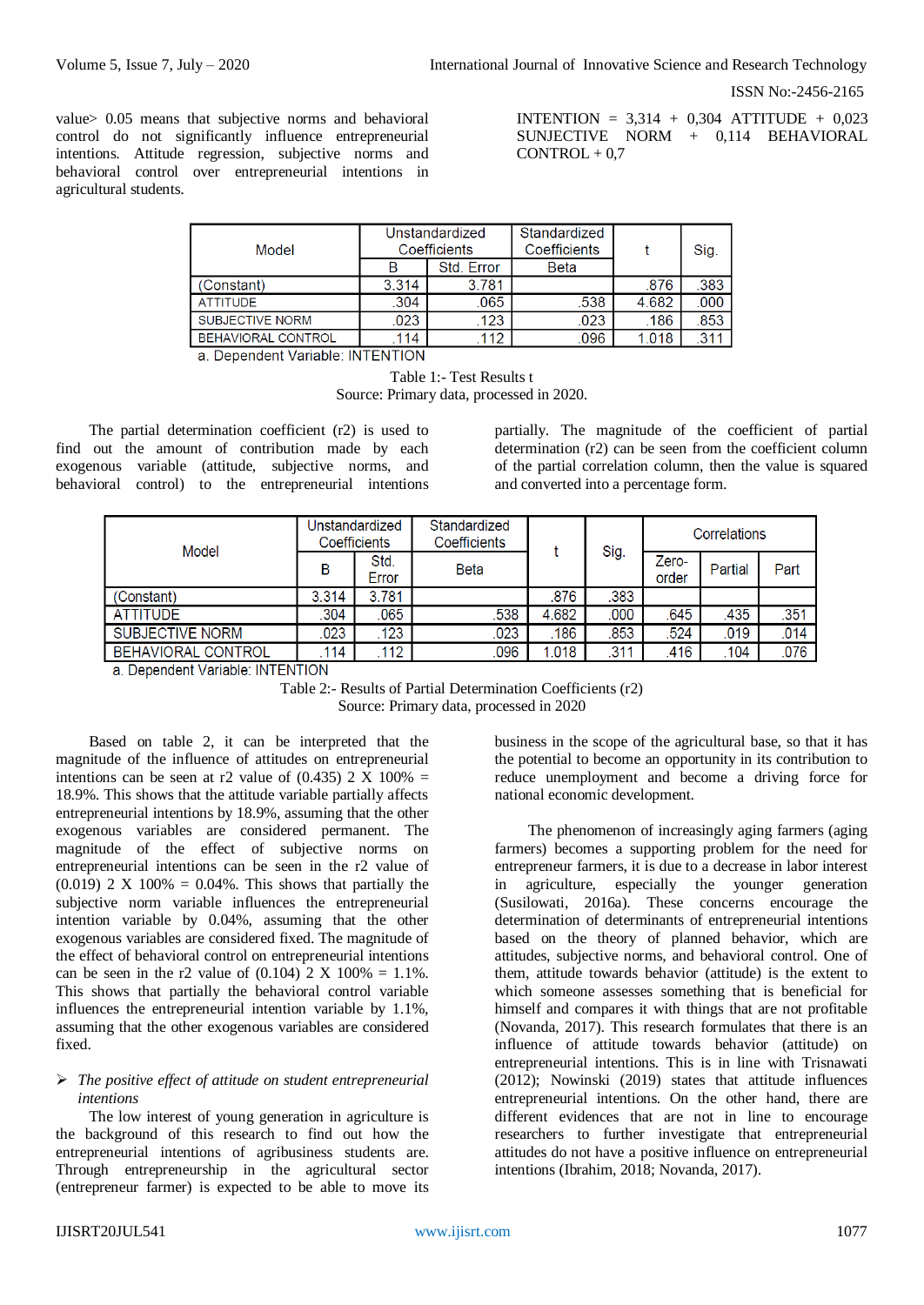value> 0.05 means that subjective norms and behavioral control do not significantly influence entrepreneurial intentions. Attitude regression, subjective norms and behavioral control over entrepreneurial intentions in agricultural students.

INTENTION = 3,314 + 0,304 ATTITUDE + 0,023 SUNJECTIVE NORM + 0,114 BEHAVIORAL CONTROL + 0,7

| Model | Unstandardized Coefficients | | Standardized Coefficients | t | Sig. |
|---|---|---|---|---|---|
| | B | Std. Error | Beta | | |
| (Constant) | 3.314 | 3.781 | | .876 | .383 |
| ATTITUDE | .304 | .065 | .538 | 4.682 | .000 |
| SUBJECTIVE NORM | .023 | .123 | .023 | .186 | .853 |
| BEHAVIORAL CONTROL | .114 | .112 | .096 | 1.018 | .311 |

a. Dependent Variable: INTENTION

Table 1:- Test Results t
Source: Primary data, processed in 2020.

The partial determination coefficient (r2) is used to find out the amount of contribution made by each exogenous variable (attitude, subjective norms, and behavioral control) to the entrepreneurial intentions partially. The magnitude of the coefficient of partial determination (r2) can be seen from the coefficient column of the partial correlation column, then the value is squared and converted into a percentage form.

| Model | Unstandardized Coefficients | | Standardized Coefficients | t | Sig. | Correlations | | |
|---|---|---|---|---|---|---|---|---|
| | B | Std. Error | Beta | | | Zero-order | Partial | Part |
| (Constant) | 3.314 | 3.781 | | .876 | .383 | | | |
| ATTITUDE | .304 | .065 | .538 | 4.682 | .000 | .645 | .435 | .351 |
| SUBJECTIVE NORM | .023 | .123 | .023 | .186 | .853 | .524 | .019 | .014 |
| BEHAVIORAL CONTROL | .114 | .112 | .096 | 1.018 | .311 | .416 | .104 | .076 |

a. Dependent Variable: INTENTION

Table 2:- Results of Partial Determination Coefficients (r2)
Source: Primary data, processed in 2020

Based on table 2, it can be interpreted that the magnitude of the influence of attitudes on entrepreneurial intentions can be seen at r2 value of (0.435) 2 X 100% = 18.9%. This shows that the attitude variable partially affects entrepreneurial intentions by 18.9%, assuming that the other exogenous variables are considered permanent. The magnitude of the effect of subjective norms on entrepreneurial intentions can be seen in the r2 value of (0.019) 2 X 100% = 0.04%. This shows that partially the subjective norm variable influences the entrepreneurial intention variable by 0.04%, assuming that the other exogenous variables are considered fixed. The magnitude of the effect of behavioral control on entrepreneurial intentions can be seen in the r2 value of (0.104) 2 X 100% = 1.1%. This shows that partially the behavioral control variable influences the entrepreneurial intention variable by 1.1%, assuming that the other exogenous variables are considered fixed.

- *The positive effect of attitude on student entrepreneurial intentions*

The low interest of young generation in agriculture is the background of this research to find out how the entrepreneurial intentions of agribusiness students are. Through entrepreneurship in the agricultural sector (entrepreneur farmer) is expected to be able to move its business in the scope of the agricultural base, so that it has the potential to become an opportunity in its contribution to reduce unemployment and become a driving force for national economic development.

The phenomenon of increasingly aging farmers (aging farmers) becomes a supporting problem for the need for entrepreneur farmers, it is due to a decrease in labor interest in agriculture, especially the younger generation (Susilowati, 2016a). These concerns encourage the determination of determinants of entrepreneurial intentions based on the theory of planned behavior, which are attitudes, subjective norms, and behavioral control. One of them, attitude towards behavior (attitude) is the extent to which someone assesses something that is beneficial for himself and compares it with things that are not profitable (Novanda, 2017). This research formulates that there is an influence of attitude towards behavior (attitude) on entrepreneurial intentions. This is in line with Trisnawati (2012); Nowinski (2019) states that attitude influences entrepreneurial intentions. On the other hand, there are different evidences that are not in line to encourage researchers to further investigate that entrepreneurial attitudes do not have a positive influence on entrepreneurial intentions (Ibrahim, 2018; Novanda, 2017).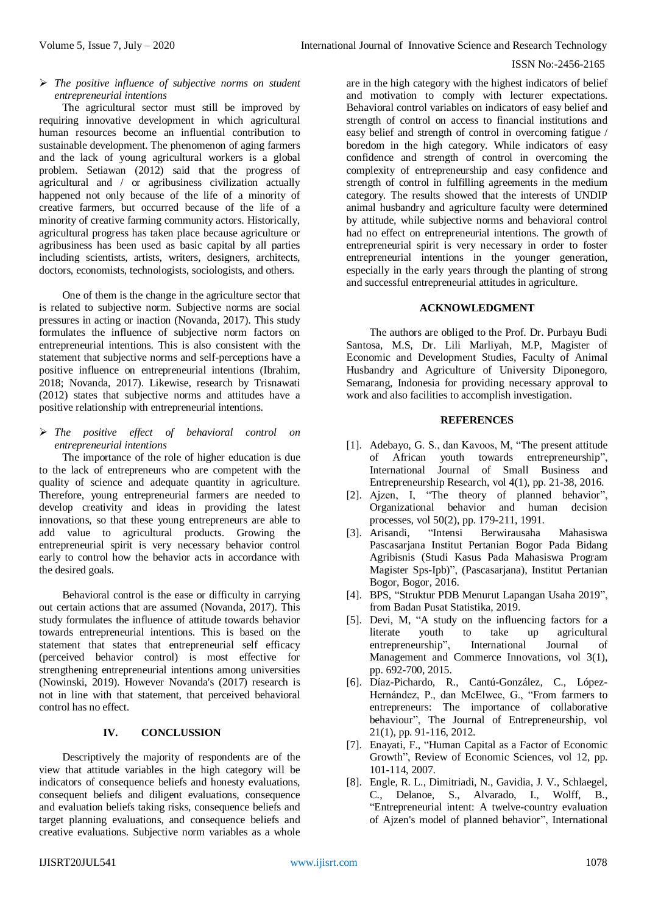➢ *The positive influence of subjective norms on student entrepreneurial intentions*

The agricultural sector must still be improved by requiring innovative development in which agricultural human resources become an influential contribution to sustainable development. The phenomenon of aging farmers and the lack of young agricultural workers is a global problem. Setiawan (2012) said that the progress of agricultural and / or agribusiness civilization actually happened not only because of the life of a minority of creative farmers, but occurred because of the life of a minority of creative farming community actors. Historically, agricultural progress has taken place because agriculture or agribusiness has been used as basic capital by all parties including scientists, artists, writers, designers, architects, doctors, economists, technologists, sociologists, and others.

One of them is the change in the agriculture sector that is related to subjective norm. Subjective norms are social pressures in acting or inaction (Novanda, 2017). This study formulates the influence of subjective norm factors on entrepreneurial intentions. This is also consistent with the statement that subjective norms and self-perceptions have a positive influence on entrepreneurial intentions (Ibrahim, 2018; Novanda, 2017). Likewise, research by Trisnawati (2012) states that subjective norms and attitudes have a positive relationship with entrepreneurial intentions.

➢ *The positive effect of behavioral control on entrepreneurial intentions*

The importance of the role of higher education is due to the lack of entrepreneurs who are competent with the quality of science and adequate quantity in agriculture. Therefore, young entrepreneurial farmers are needed to develop creativity and ideas in providing the latest innovations, so that these young entrepreneurs are able to add value to agricultural products. Growing the entrepreneurial spirit is very necessary behavior control early to control how the behavior acts in accordance with the desired goals.

Behavioral control is the ease or difficulty in carrying out certain actions that are assumed (Novanda, 2017). This study formulates the influence of attitude towards behavior towards entrepreneurial intentions. This is based on the statement that states that entrepreneurial self efficacy (perceived behavior control) is most effective for strengthening entrepreneurial intentions among universities (Nowinski, 2019). However Novanda's (2017) research is not in line with that statement, that perceived behavioral control has no effect.

## IV. CONCLUSSION

Descriptively the majority of respondents are of the view that attitude variables in the high category will be indicators of consequence beliefs and honesty evaluations, consequent beliefs and diligent evaluations, consequence and evaluation beliefs taking risks, consequence beliefs and target planning evaluations, and consequence beliefs and creative evaluations. Subjective norm variables as a whole are in the high category with the highest indicators of belief and motivation to comply with lecturer expectations. Behavioral control variables on indicators of easy belief and strength of control on access to financial institutions and easy belief and strength of control in overcoming fatigue / boredom in the high category. While indicators of easy confidence and strength of control in overcoming the complexity of entrepreneurship and easy confidence and strength of control in fulfilling agreements in the medium category. The results showed that the interests of UNDIP animal husbandry and agriculture faculty were determined by attitude, while subjective norms and behavioral control had no effect on entrepreneurial intentions. The growth of entrepreneurial spirit is very necessary in order to foster entrepreneurial intentions in the younger generation, especially in the early years through the planting of strong and successful entrepreneurial attitudes in agriculture.

## ACKNOWLEDGMENT

The authors are obliged to the Prof. Dr. Purbayu Budi Santosa, M.S, Dr. Lili Marliyah, M.P, Magister of Economic and Development Studies, Faculty of Animal Husbandry and Agriculture of University Diponegoro, Semarang, Indonesia for providing necessary approval to work and also facilities to accomplish investigation.

## REFERENCES

[1]. Adebayo, G. S., dan Kavoos, M, "The present attitude of African youth towards entrepreneurship", International Journal of Small Business and Entrepreneurship Research, vol 4(1), pp. 21-38, 2016.

[2]. Ajzen, I, "The theory of planned behavior", Organizational behavior and human decision processes, vol 50(2), pp. 179-211, 1991.

[3]. Arisandi, "Intensi Berwirausaha Mahasiswa Pascasarjana Institut Pertanian Bogor Pada Bidang Agribisnis (Studi Kasus Pada Mahasiswa Program Magister Sps-Ipb)", (Pascasarjana), Institut Pertanian Bogor, Bogor, 2016.

[4]. BPS, "Struktur PDB Menurut Lapangan Usaha 2019", from Badan Pusat Statistika, 2019.

[5]. Devi, M, "A study on the influencing factors for a literate youth to take up agricultural entrepreneurship", International Journal of Management and Commerce Innovations, vol 3(1), pp. 692-700, 2015.

[6]. Díaz-Pichardo, R., Cantú-González, C., López-Hernández, P., dan McElwee, G., "From farmers to entrepreneurs: The importance of collaborative behaviour", The Journal of Entrepreneurship, vol 21(1), pp. 91-116, 2012.

[7]. Enayati, F., "Human Capital as a Factor of Economic Growth", Review of Economic Sciences, vol 12, pp. 101-114, 2007.

[8]. Engle, R. L., Dimitriadi, N., Gavidia, J. V., Schlaegel, C., Delanoe, S., Alvarado, I., Wolff, B., "Entrepreneurial intent: A twelve-country evaluation of Ajzen's model of planned behavior", International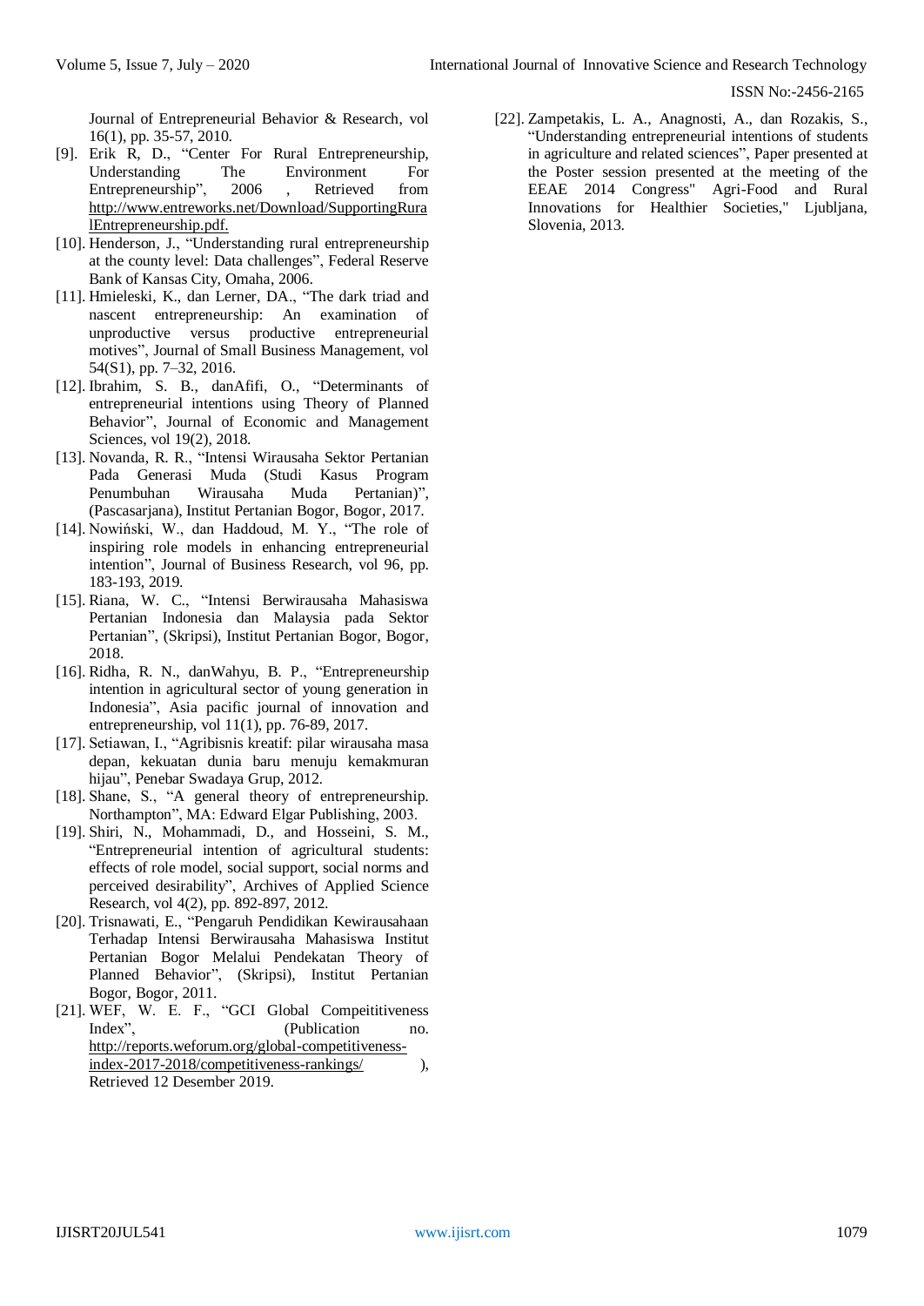Journal of Entrepreneurial Behavior & Research, vol 16(1), pp. 35-57, 2010.

[9]. Erik R, D., "Center For Rural Entrepreneurship, Understanding The Environment For Entrepreneurship", 2006 , Retrieved from http://www.entreworks.net/Download/SupportingRuralEntrepreneurship.pdf.

[10]. Henderson, J., "Understanding rural entrepreneurship at the county level: Data challenges", Federal Reserve Bank of Kansas City, Omaha, 2006.

[11]. Hmieleski, K., dan Lerner, DA., "The dark triad and nascent entrepreneurship: An examination of unproductive versus productive entrepreneurial motives", Journal of Small Business Management, vol 54(S1), pp. 7–32, 2016.

[12]. Ibrahim, S. B., danAfifi, O., "Determinants of entrepreneurial intentions using Theory of Planned Behavior", Journal of Economic and Management Sciences, vol 19(2), 2018.

[13]. Novanda, R. R., "Intensi Wirausaha Sektor Pertanian Pada Generasi Muda (Studi Kasus Program Penumbuhan Wirausaha Muda Pertanian)", (Pascasarjana), Institut Pertanian Bogor, Bogor, 2017.

[14]. Nowiński, W., dan Haddoud, M. Y., "The role of inspiring role models in enhancing entrepreneurial intention", Journal of Business Research, vol 96, pp. 183-193, 2019.

[15]. Riana, W. C., "Intensi Berwirausaha Mahasiswa Pertanian Indonesia dan Malaysia pada Sektor Pertanian", (Skripsi), Institut Pertanian Bogor, Bogor, 2018.

[16]. Ridha, R. N., danWahyu, B. P., "Entrepreneurship intention in agricultural sector of young generation in Indonesia", Asia pacific journal of innovation and entrepreneurship, vol 11(1), pp. 76-89, 2017.

[17]. Setiawan, I., "Agribisnis kreatif: pilar wirausaha masa depan, kekuatan dunia baru menuju kemakmuran hijau", Penebar Swadaya Grup, 2012.

[18]. Shane, S., "A general theory of entrepreneurship. Northampton", MA: Edward Elgar Publishing, 2003.

[19]. Shiri, N., Mohammadi, D., and Hosseini, S. M., "Entrepreneurial intention of agricultural students: effects of role model, social support, social norms and perceived desirability", Archives of Applied Science Research, vol 4(2), pp. 892-897, 2012.

[20]. Trisnawati, E., "Pengaruh Pendidikan Kewirausahaan Terhadap Intensi Berwirausaha Mahasiswa Institut Pertanian Bogor Melalui Pendekatan Theory of Planned Behavior", (Skripsi), Institut Pertanian Bogor, Bogor, 2011.

[21]. WEF, W. E. F., "GCI Global Compeititiveness Index", (Publication no. http://reports.weforum.org/global-competitiveness-index-2017-2018/competitiveness-rankings/ ), Retrieved 12 Desember 2019.

[22]. Zampetakis, L. A., Anagnosti, A., dan Rozakis, S., "Understanding entrepreneurial intentions of students in agriculture and related sciences", Paper presented at the Poster session presented at the meeting of the EEAE 2014 Congress" Agri-Food and Rural Innovations for Healthier Societies," Ljubljana, Slovenia, 2013.